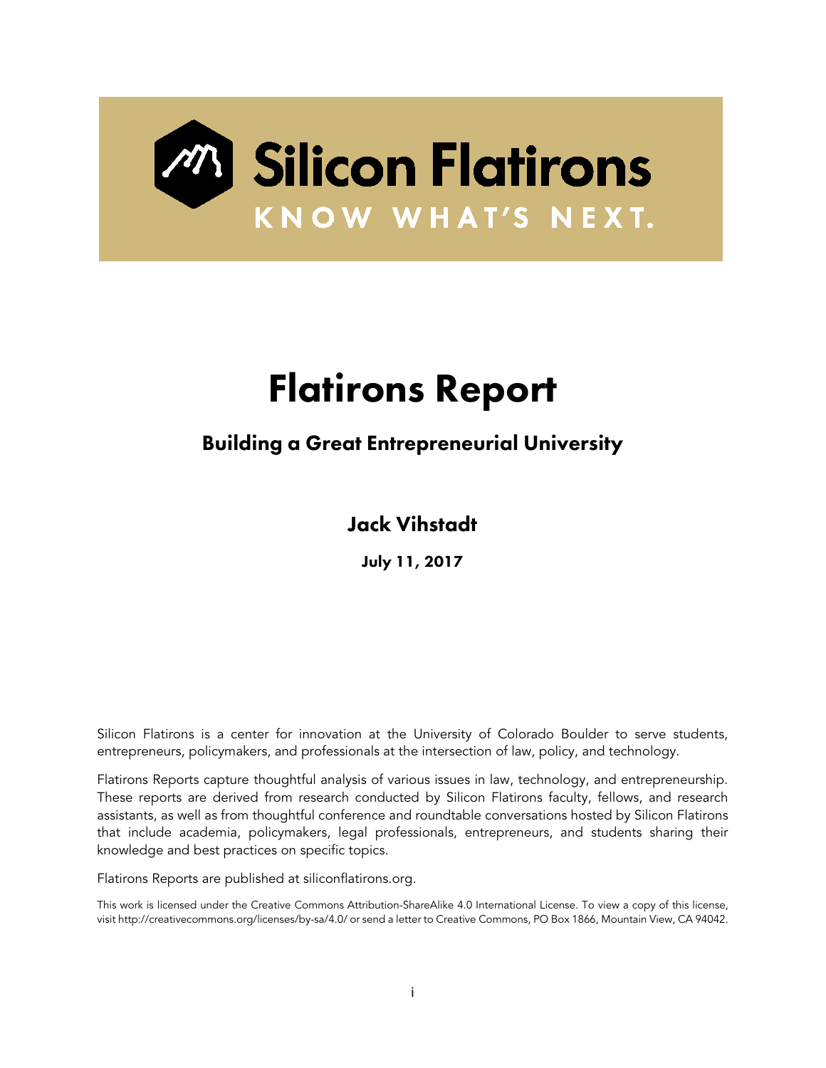Silicon Flatirons

KNOW WHAT'S NEXT.

# Flatirons Report

## Building a Great Entrepreneurial University

### Jack Vihstadt

**July 11, 2017**

Silicon Flatirons is a center for innovation at the University of Colorado Boulder to serve students, entrepreneurs, policymakers, and professionals at the intersection of law, policy, and technology.

Flatirons Reports capture thoughtful analysis of various issues in law, technology, and entrepreneurship. These reports are derived from research conducted by Silicon Flatirons faculty, fellows, and research assistants, as well as from thoughtful conference and roundtable conversations hosted by Silicon Flatirons that include academia, policymakers, legal professionals, entrepreneurs, and students sharing their knowledge and best practices on specific topics.

Flatirons Reports are published at siliconflatirons.org.

This work is licensed under the Creative Commons Attribution-ShareAlike 4.0 International License. To view a copy of this license, visit http://creativecommons.org/licenses/by-sa/4.0/ or send a letter to Creative Commons, PO Box 1866, Mountain View, CA 94042.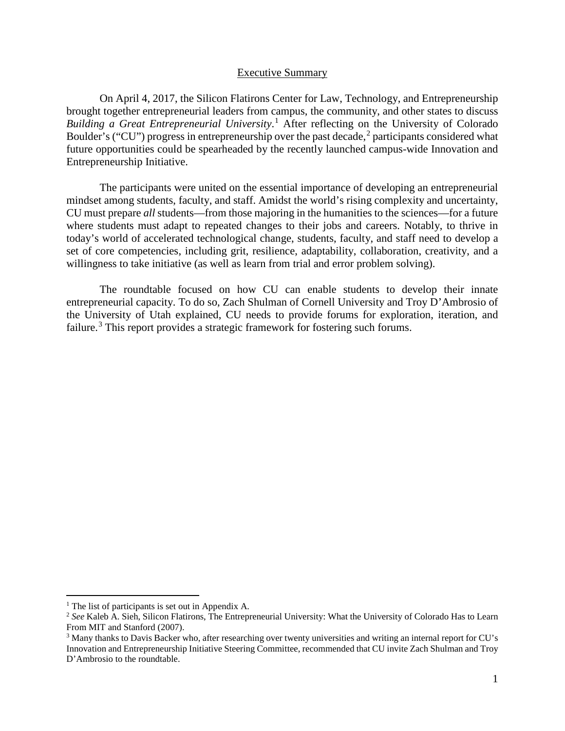## Executive Summary

On April 4, 2017, the Silicon Flatirons Center for Law, Technology, and Entrepreneurship brought together entrepreneurial leaders from campus, the community, and other states to discuss *Building a Great Entrepreneurial University*.[1] After reflecting on the University of Colorado Boulder's ("CU") progress in entrepreneurship over the past decade,[2] participants considered what future opportunities could be spearheaded by the recently launched campus-wide Innovation and Entrepreneurship Initiative.

The participants were united on the essential importance of developing an entrepreneurial mindset among students, faculty, and staff. Amidst the world's rising complexity and uncertainty, CU must prepare *all* students—from those majoring in the humanities to the sciences—for a future where students must adapt to repeated changes to their jobs and careers. Notably, to thrive in today's world of accelerated technological change, students, faculty, and staff need to develop a set of core competencies, including grit, resilience, adaptability, collaboration, creativity, and a willingness to take initiative (as well as learn from trial and error problem solving).

The roundtable focused on how CU can enable students to develop their innate entrepreneurial capacity. To do so, Zach Shulman of Cornell University and Troy D'Ambrosio of the University of Utah explained, CU needs to provide forums for exploration, iteration, and failure.[3] This report provides a strategic framework for fostering such forums.

---

[1] The list of participants is set out in Appendix A.

[2] *See* Kaleb A. Sieh, Silicon Flatirons, The Entrepreneurial University: What the University of Colorado Has to Learn From MIT and Stanford (2007).

[3] Many thanks to Davis Backer who, after researching over twenty universities and writing an internal report for CU's Innovation and Entrepreneurship Initiative Steering Committee, recommended that CU invite Zach Shulman and Troy D'Ambrosio to the roundtable.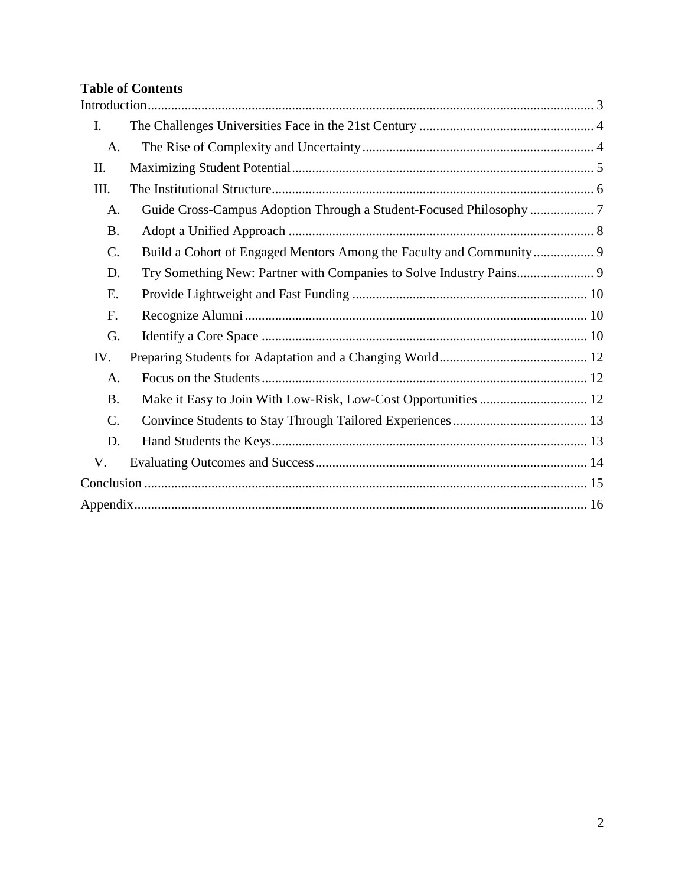**Table of Contents**

Introduction ........................................................................................................................ 3

- I. The Challenges Universities Face in the 21st Century .................................................... 4
  - A. The Rise of Complexity and Uncertainty .................................................................... 4
- II. Maximizing Student Potential .......................................................................................... 5
- III. The Institutional Structure ............................................................................................... 6
  - A. Guide Cross-Campus Adoption Through a Student-Focused Philosophy ................... 7
  - B. Adopt a Unified Approach ........................................................................................... 8
  - C. Build a Cohort of Engaged Mentors Among the Faculty and Community .................. 9
  - D. Try Something New: Partner with Companies to Solve Industry Pains ....................... 9
  - E. Provide Lightweight and Fast Funding ...................................................................... 10
  - F. Recognize Alumni ...................................................................................................... 10
  - G. Identify a Core Space ................................................................................................. 10
- IV. Preparing Students for Adaptation and a Changing World ............................................ 12
  - A. Focus on the Students ................................................................................................. 12
  - B. Make it Easy to Join With Low-Risk, Low-Cost Opportunities ................................. 12
  - C. Convince Students to Stay Through Tailored Experiences ........................................ 13
  - D. Hand Students the Keys .............................................................................................. 13
- V. Evaluating Outcomes and Success ................................................................................. 14

Conclusion ......................................................................................................................... 15

Appendix ............................................................................................................................ 16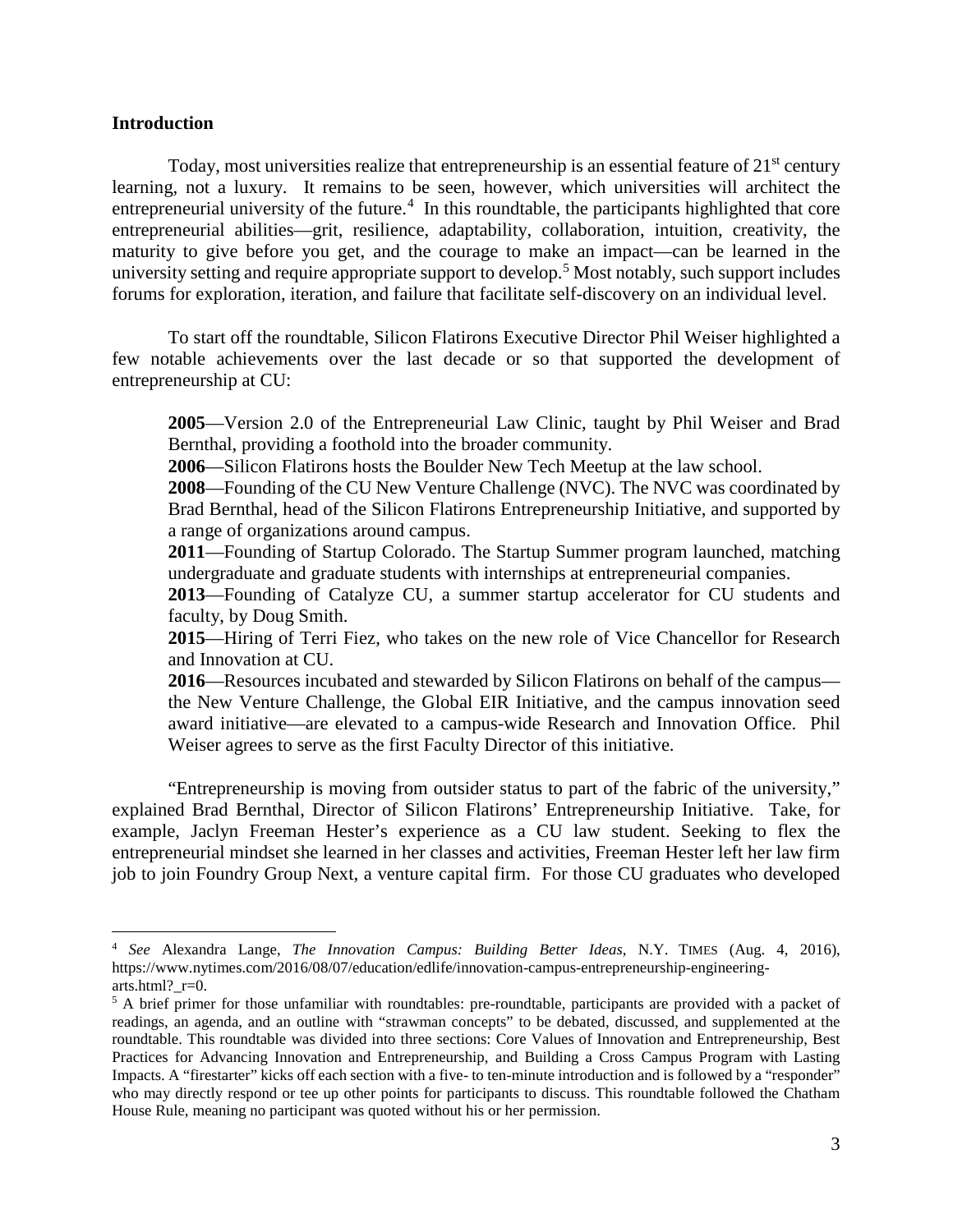**Introduction**

Today, most universities realize that entrepreneurship is an essential feature of 21st century learning, not a luxury. It remains to be seen, however, which universities will architect the entrepreneurial university of the future.[4] In this roundtable, the participants highlighted that core entrepreneurial abilities—grit, resilience, adaptability, collaboration, intuition, creativity, the maturity to give before you get, and the courage to make an impact—can be learned in the university setting and require appropriate support to develop.[5] Most notably, such support includes forums for exploration, iteration, and failure that facilitate self-discovery on an individual level.

To start off the roundtable, Silicon Flatirons Executive Director Phil Weiser highlighted a few notable achievements over the last decade or so that supported the development of entrepreneurship at CU:

> **2005**—Version 2.0 of the Entrepreneurial Law Clinic, taught by Phil Weiser and Brad Bernthal, providing a foothold into the broader community.
>
> **2006**—Silicon Flatirons hosts the Boulder New Tech Meetup at the law school.
>
> **2008**—Founding of the CU New Venture Challenge (NVC). The NVC was coordinated by Brad Bernthal, head of the Silicon Flatirons Entrepreneurship Initiative, and supported by a range of organizations around campus.
>
> **2011**—Founding of Startup Colorado. The Startup Summer program launched, matching undergraduate and graduate students with internships at entrepreneurial companies.
>
> **2013**—Founding of Catalyze CU, a summer startup accelerator for CU students and faculty, by Doug Smith.
>
> **2015**—Hiring of Terri Fiez, who takes on the new role of Vice Chancellor for Research and Innovation at CU.
>
> **2016**—Resources incubated and stewarded by Silicon Flatirons on behalf of the campus—the New Venture Challenge, the Global EIR Initiative, and the campus innovation seed award initiative—are elevated to a campus-wide Research and Innovation Office. Phil Weiser agrees to serve as the first Faculty Director of this initiative.

"Entrepreneurship is moving from outsider status to part of the fabric of the university," explained Brad Bernthal, Director of Silicon Flatirons' Entrepreneurship Initiative. Take, for example, Jaclyn Freeman Hester's experience as a CU law student. Seeking to flex the entrepreneurial mindset she learned in her classes and activities, Freeman Hester left her law firm job to join Foundry Group Next, a venture capital firm. For those CU graduates who developed

---

[4] *See* Alexandra Lange, *The Innovation Campus: Building Better Ideas*, N.Y. TIMES (Aug. 4, 2016), https://www.nytimes.com/2016/08/07/education/edlife/innovation-campus-entrepreneurship-engineering-arts.html?_r=0.

[5] A brief primer for those unfamiliar with roundtables: pre-roundtable, participants are provided with a packet of readings, an agenda, and an outline with "strawman concepts" to be debated, discussed, and supplemented at the roundtable. This roundtable was divided into three sections: Core Values of Innovation and Entrepreneurship, Best Practices for Advancing Innovation and Entrepreneurship, and Building a Cross Campus Program with Lasting Impacts. A "firestarter" kicks off each section with a five- to ten-minute introduction and is followed by a "responder" who may directly respond or tee up other points for participants to discuss. This roundtable followed the Chatham House Rule, meaning no participant was quoted without his or her permission.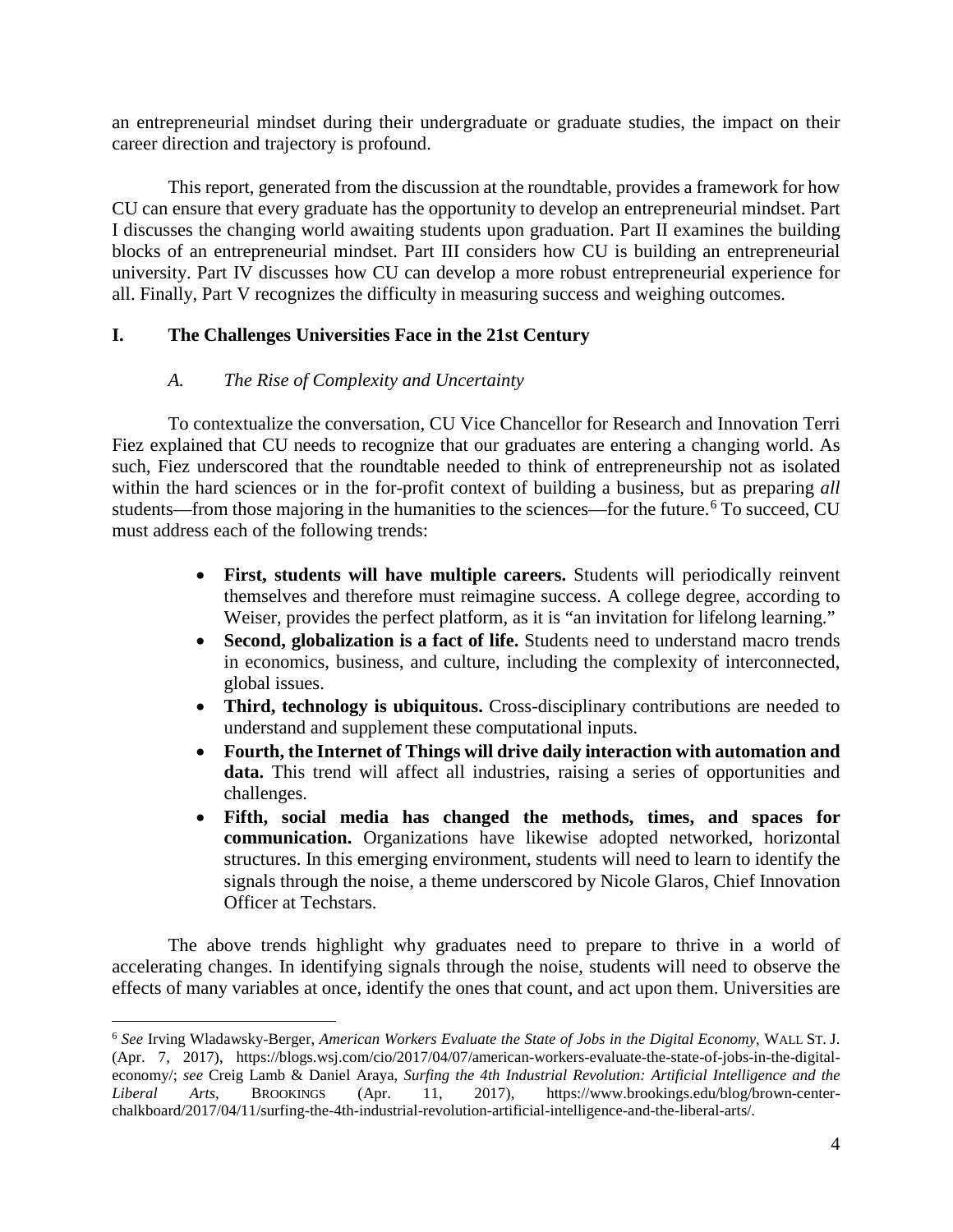an entrepreneurial mindset during their undergraduate or graduate studies, the impact on their career direction and trajectory is profound.

This report, generated from the discussion at the roundtable, provides a framework for how CU can ensure that every graduate has the opportunity to develop an entrepreneurial mindset. Part I discusses the changing world awaiting students upon graduation. Part II examines the building blocks of an entrepreneurial mindset. Part III considers how CU is building an entrepreneurial university. Part IV discusses how CU can develop a more robust entrepreneurial experience for all. Finally, Part V recognizes the difficulty in measuring success and weighing outcomes.

## I. The Challenges Universities Face in the 21st Century

### *A. The Rise of Complexity and Uncertainty*

To contextualize the conversation, CU Vice Chancellor for Research and Innovation Terri Fiez explained that CU needs to recognize that our graduates are entering a changing world. As such, Fiez underscored that the roundtable needed to think of entrepreneurship not as isolated within the hard sciences or in the for-profit context of building a business, but as preparing *all* students—from those majoring in the humanities to the sciences—for the future.[6] To succeed, CU must address each of the following trends:

- **First, students will have multiple careers.** Students will periodically reinvent themselves and therefore must reimagine success. A college degree, according to Weiser, provides the perfect platform, as it is "an invitation for lifelong learning."
- **Second, globalization is a fact of life.** Students need to understand macro trends in economics, business, and culture, including the complexity of interconnected, global issues.
- **Third, technology is ubiquitous.** Cross-disciplinary contributions are needed to understand and supplement these computational inputs.
- **Fourth, the Internet of Things will drive daily interaction with automation and data.** This trend will affect all industries, raising a series of opportunities and challenges.
- **Fifth, social media has changed the methods, times, and spaces for communication.** Organizations have likewise adopted networked, horizontal structures. In this emerging environment, students will need to learn to identify the signals through the noise, a theme underscored by Nicole Glaros, Chief Innovation Officer at Techstars.

The above trends highlight why graduates need to prepare to thrive in a world of accelerating changes. In identifying signals through the noise, students will need to observe the effects of many variables at once, identify the ones that count, and act upon them. Universities are

---

[6] *See* Irving Wladawsky-Berger, *American Workers Evaluate the State of Jobs in the Digital Economy*, WALL ST. J. (Apr. 7, 2017), https://blogs.wsj.com/cio/2017/04/07/american-workers-evaluate-the-state-of-jobs-in-the-digital-economy/; *see* Creig Lamb & Daniel Araya, *Surfing the 4th Industrial Revolution: Artificial Intelligence and the Liberal Arts*, BROOKINGS (Apr. 11, 2017), https://www.brookings.edu/blog/brown-center-chalkboard/2017/04/11/surfing-the-4th-industrial-revolution-artificial-intelligence-and-the-liberal-arts/.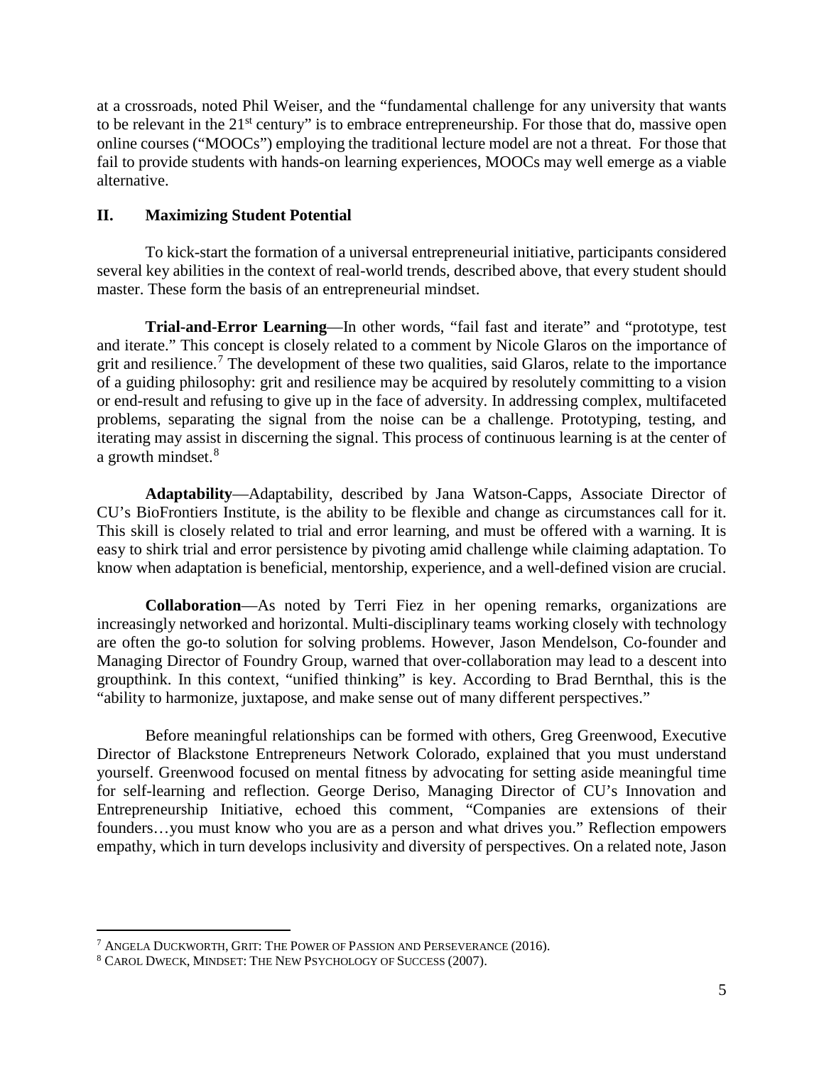at a crossroads, noted Phil Weiser, and the "fundamental challenge for any university that wants to be relevant in the $21^{st}$ century" is to embrace entrepreneurship. For those that do, massive open online courses ("MOOCs") employing the traditional lecture model are not a threat. For those that fail to provide students with hands-on learning experiences, MOOCs may well emerge as a viable alternative.

## II. Maximizing Student Potential

To kick-start the formation of a universal entrepreneurial initiative, participants considered several key abilities in the context of real-world trends, described above, that every student should master. These form the basis of an entrepreneurial mindset.

**Trial-and-Error Learning**—In other words, "fail fast and iterate" and "prototype, test and iterate." This concept is closely related to a comment by Nicole Glaros on the importance of grit and resilience.[7] The development of these two qualities, said Glaros, relate to the importance of a guiding philosophy: grit and resilience may be acquired by resolutely committing to a vision or end-result and refusing to give up in the face of adversity. In addressing complex, multifaceted problems, separating the signal from the noise can be a challenge. Prototyping, testing, and iterating may assist in discerning the signal. This process of continuous learning is at the center of a growth mindset.[8]

**Adaptability**—Adaptability, described by Jana Watson-Capps, Associate Director of CU's BioFrontiers Institute, is the ability to be flexible and change as circumstances call for it. This skill is closely related to trial and error learning, and must be offered with a warning. It is easy to shirk trial and error persistence by pivoting amid challenge while claiming adaptation. To know when adaptation is beneficial, mentorship, experience, and a well-defined vision are crucial.

**Collaboration**—As noted by Terri Fiez in her opening remarks, organizations are increasingly networked and horizontal. Multi-disciplinary teams working closely with technology are often the go-to solution for solving problems. However, Jason Mendelson, Co-founder and Managing Director of Foundry Group, warned that over-collaboration may lead to a descent into groupthink. In this context, "unified thinking" is key. According to Brad Bernthal, this is the "ability to harmonize, juxtapose, and make sense out of many different perspectives."

Before meaningful relationships can be formed with others, Greg Greenwood, Executive Director of Blackstone Entrepreneurs Network Colorado, explained that you must understand yourself. Greenwood focused on mental fitness by advocating for setting aside meaningful time for self-learning and reflection. George Deriso, Managing Director of CU's Innovation and Entrepreneurship Initiative, echoed this comment, "Companies are extensions of their founders…you must know who you are as a person and what drives you." Reflection empowers empathy, which in turn develops inclusivity and diversity of perspectives. On a related note, Jason

---

[7] Angela Duckworth, Grit: The Power of Passion and Perseverance (2016).

[8] Carol Dweck, Mindset: The New Psychology of Success (2007).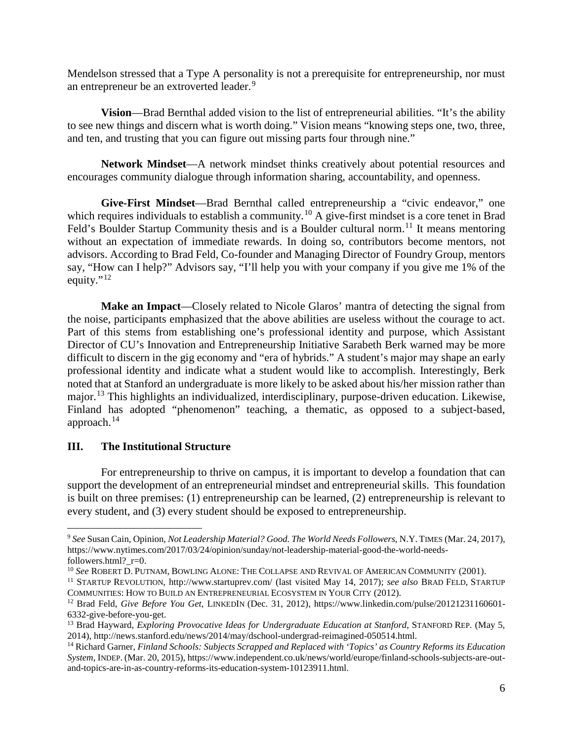Mendelson stressed that a Type A personality is not a prerequisite for entrepreneurship, nor must an entrepreneur be an extroverted leader.[9]

**Vision**—Brad Bernthal added vision to the list of entrepreneurial abilities. "It's the ability to see new things and discern what is worth doing." Vision means "knowing steps one, two, three, and ten, and trusting that you can figure out missing parts four through nine."

**Network Mindset**—A network mindset thinks creatively about potential resources and encourages community dialogue through information sharing, accountability, and openness.

**Give-First Mindset**—Brad Bernthal called entrepreneurship a "civic endeavor," one which requires individuals to establish a community.[10] A give-first mindset is a core tenet in Brad Feld's Boulder Startup Community thesis and is a Boulder cultural norm.[11] It means mentoring without an expectation of immediate rewards. In doing so, contributors become mentors, not advisors. According to Brad Feld, Co-founder and Managing Director of Foundry Group, mentors say, "How can I help?" Advisors say, "I'll help you with your company if you give me 1% of the equity."[12]

**Make an Impact**—Closely related to Nicole Glaros' mantra of detecting the signal from the noise, participants emphasized that the above abilities are useless without the courage to act. Part of this stems from establishing one's professional identity and purpose, which Assistant Director of CU's Innovation and Entrepreneurship Initiative Sarabeth Berk warned may be more difficult to discern in the gig economy and "era of hybrids." A student's major may shape an early professional identity and indicate what a student would like to accomplish. Interestingly, Berk noted that at Stanford an undergraduate is more likely to be asked about his/her mission rather than major.[13] This highlights an individualized, interdisciplinary, purpose-driven education. Likewise, Finland has adopted "phenomenon" teaching, a thematic, as opposed to a subject-based, approach.[14]

## III. The Institutional Structure

For entrepreneurship to thrive on campus, it is important to develop a foundation that can support the development of an entrepreneurial mindset and entrepreneurial skills. This foundation is built on three premises: (1) entrepreneurship can be learned, (2) entrepreneurship is relevant to every student, and (3) every student should be exposed to entrepreneurship.

---

[9] *See* Susan Cain, Opinion, *Not Leadership Material? Good. The World Needs Followers*, N.Y. TIMES (Mar. 24, 2017), https://www.nytimes.com/2017/03/24/opinion/sunday/not-leadership-material-good-the-world-needs-followers.html?_r=0.

[10] *See* ROBERT D. PUTNAM, BOWLING ALONE: THE COLLAPSE AND REVIVAL OF AMERICAN COMMUNITY (2001).

[11] STARTUP REVOLUTION, http://www.startuprev.com/ (last visited May 14, 2017); *see also* BRAD FELD, STARTUP COMMUNITIES: HOW TO BUILD AN ENTREPRENEURIAL ECOSYSTEM IN YOUR CITY (2012).

[12] Brad Feld, *Give Before You Get*, LINKEDIN (Dec. 31, 2012), https://www.linkedin.com/pulse/20121231160601-6332-give-before-you-get.

[13] Brad Hayward, *Exploring Provocative Ideas for Undergraduate Education at Stanford*, STANFORD REP. (May 5, 2014), http://news.stanford.edu/news/2014/may/dschool-undergrad-reimagined-050514.html.

[14] Richard Garner, *Finland Schools: Subjects Scrapped and Replaced with 'Topics' as Country Reforms its Education System*, INDEP. (Mar. 20, 2015), https://www.independent.co.uk/news/world/europe/finland-schools-subjects-are-out-and-topics-are-in-as-country-reforms-its-education-system-10123911.html.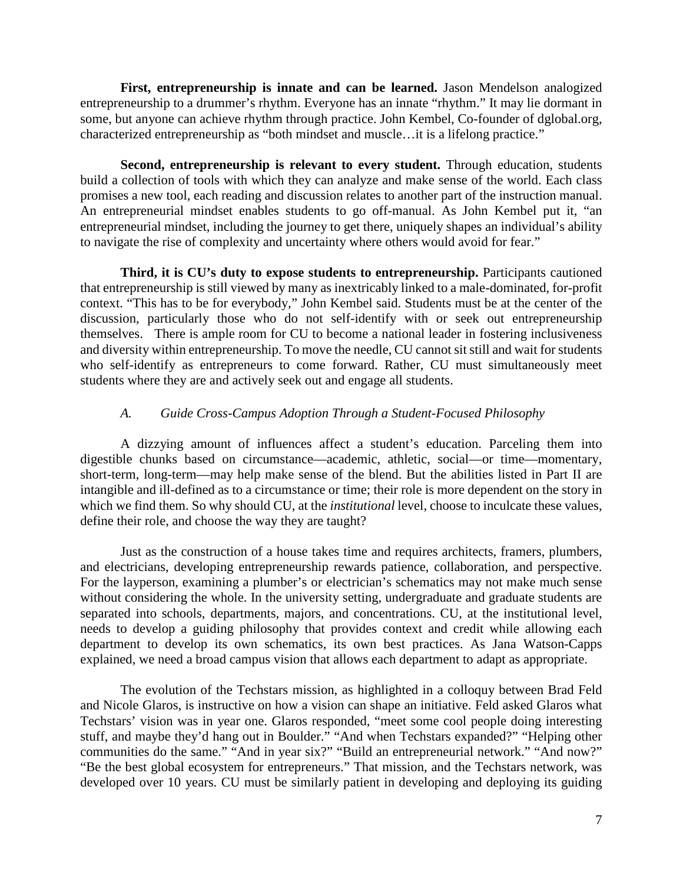**First, entrepreneurship is innate and can be learned.** Jason Mendelson analogized entrepreneurship to a drummer's rhythm. Everyone has an innate "rhythm." It may lie dormant in some, but anyone can achieve rhythm through practice. John Kembel, Co-founder of dglobal.org, characterized entrepreneurship as "both mindset and muscle…it is a lifelong practice."

**Second, entrepreneurship is relevant to every student.** Through education, students build a collection of tools with which they can analyze and make sense of the world. Each class promises a new tool, each reading and discussion relates to another part of the instruction manual. An entrepreneurial mindset enables students to go off-manual. As John Kembel put it, "an entrepreneurial mindset, including the journey to get there, uniquely shapes an individual's ability to navigate the rise of complexity and uncertainty where others would avoid for fear."

**Third, it is CU's duty to expose students to entrepreneurship.** Participants cautioned that entrepreneurship is still viewed by many as inextricably linked to a male-dominated, for-profit context. "This has to be for everybody," John Kembel said. Students must be at the center of the discussion, particularly those who do not self-identify with or seek out entrepreneurship themselves. There is ample room for CU to become a national leader in fostering inclusiveness and diversity within entrepreneurship. To move the needle, CU cannot sit still and wait for students who self-identify as entrepreneurs to come forward. Rather, CU must simultaneously meet students where they are and actively seek out and engage all students.

### *A. Guide Cross-Campus Adoption Through a Student-Focused Philosophy*

A dizzying amount of influences affect a student's education. Parceling them into digestible chunks based on circumstance—academic, athletic, social—or time—momentary, short-term, long-term—may help make sense of the blend. But the abilities listed in Part II are intangible and ill-defined as to a circumstance or time; their role is more dependent on the story in which we find them. So why should CU, at the *institutional* level, choose to inculcate these values, define their role, and choose the way they are taught?

Just as the construction of a house takes time and requires architects, framers, plumbers, and electricians, developing entrepreneurship rewards patience, collaboration, and perspective. For the layperson, examining a plumber's or electrician's schematics may not make much sense without considering the whole. In the university setting, undergraduate and graduate students are separated into schools, departments, majors, and concentrations. CU, at the institutional level, needs to develop a guiding philosophy that provides context and credit while allowing each department to develop its own schematics, its own best practices. As Jana Watson-Capps explained, we need a broad campus vision that allows each department to adapt as appropriate.

The evolution of the Techstars mission, as highlighted in a colloquy between Brad Feld and Nicole Glaros, is instructive on how a vision can shape an initiative. Feld asked Glaros what Techstars' vision was in year one. Glaros responded, "meet some cool people doing interesting stuff, and maybe they'd hang out in Boulder." "And when Techstars expanded?" "Helping other communities do the same." "And in year six?" "Build an entrepreneurial network." "And now?" "Be the best global ecosystem for entrepreneurs." That mission, and the Techstars network, was developed over 10 years. CU must be similarly patient in developing and deploying its guiding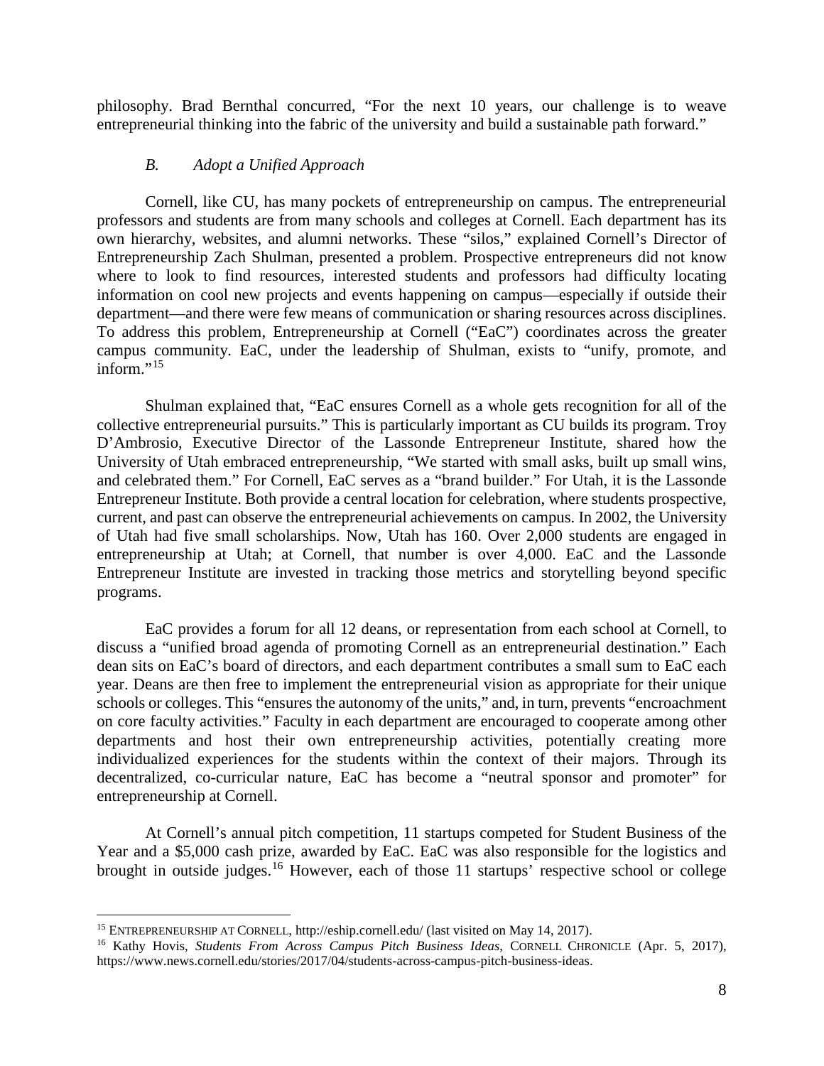philosophy. Brad Bernthal concurred, "For the next 10 years, our challenge is to weave entrepreneurial thinking into the fabric of the university and build a sustainable path forward."

### *B. Adopt a Unified Approach*

Cornell, like CU, has many pockets of entrepreneurship on campus. The entrepreneurial professors and students are from many schools and colleges at Cornell. Each department has its own hierarchy, websites, and alumni networks. These "silos," explained Cornell's Director of Entrepreneurship Zach Shulman, presented a problem. Prospective entrepreneurs did not know where to look to find resources, interested students and professors had difficulty locating information on cool new projects and events happening on campus—especially if outside their department—and there were few means of communication or sharing resources across disciplines. To address this problem, Entrepreneurship at Cornell ("EaC") coordinates across the greater campus community. EaC, under the leadership of Shulman, exists to "unify, promote, and inform."[15]

Shulman explained that, "EaC ensures Cornell as a whole gets recognition for all of the collective entrepreneurial pursuits." This is particularly important as CU builds its program. Troy D'Ambrosio, Executive Director of the Lassonde Entrepreneur Institute, shared how the University of Utah embraced entrepreneurship, "We started with small asks, built up small wins, and celebrated them." For Cornell, EaC serves as a "brand builder." For Utah, it is the Lassonde Entrepreneur Institute. Both provide a central location for celebration, where students prospective, current, and past can observe the entrepreneurial achievements on campus. In 2002, the University of Utah had five small scholarships. Now, Utah has 160. Over 2,000 students are engaged in entrepreneurship at Utah; at Cornell, that number is over 4,000. EaC and the Lassonde Entrepreneur Institute are invested in tracking those metrics and storytelling beyond specific programs.

EaC provides a forum for all 12 deans, or representation from each school at Cornell, to discuss a "unified broad agenda of promoting Cornell as an entrepreneurial destination." Each dean sits on EaC's board of directors, and each department contributes a small sum to EaC each year. Deans are then free to implement the entrepreneurial vision as appropriate for their unique schools or colleges. This "ensures the autonomy of the units," and, in turn, prevents "encroachment on core faculty activities." Faculty in each department are encouraged to cooperate among other departments and host their own entrepreneurship activities, potentially creating more individualized experiences for the students within the context of their majors. Through its decentralized, co-curricular nature, EaC has become a "neutral sponsor and promoter" for entrepreneurship at Cornell.

At Cornell's annual pitch competition, 11 startups competed for Student Business of the Year and a $5,000 cash prize, awarded by EaC. EaC was also responsible for the logistics and brought in outside judges.[16] However, each of those 11 startups' respective school or college

---

[15] ENTREPRENEURSHIP AT CORNELL, http://eship.cornell.edu/ (last visited on May 14, 2017).

[16] Kathy Hovis, *Students From Across Campus Pitch Business Ideas*, CORNELL CHRONICLE (Apr. 5, 2017), https://www.news.cornell.edu/stories/2017/04/students-across-campus-pitch-business-ideas.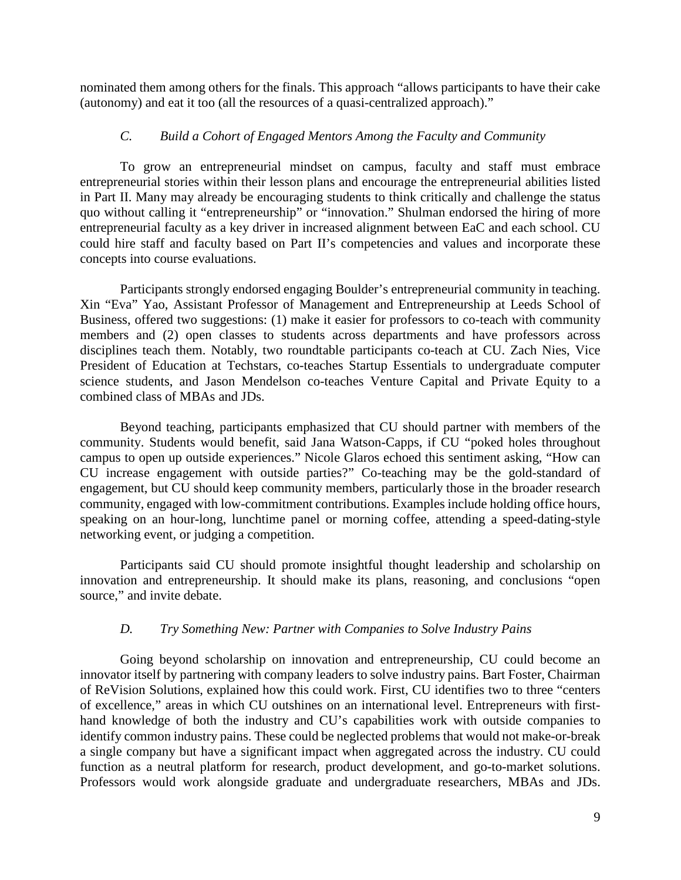nominated them among others for the finals. This approach "allows participants to have their cake (autonomy) and eat it too (all the resources of a quasi-centralized approach)."

### *C. Build a Cohort of Engaged Mentors Among the Faculty and Community*

To grow an entrepreneurial mindset on campus, faculty and staff must embrace entrepreneurial stories within their lesson plans and encourage the entrepreneurial abilities listed in Part II. Many may already be encouraging students to think critically and challenge the status quo without calling it "entrepreneurship" or "innovation." Shulman endorsed the hiring of more entrepreneurial faculty as a key driver in increased alignment between EaC and each school. CU could hire staff and faculty based on Part II's competencies and values and incorporate these concepts into course evaluations.

Participants strongly endorsed engaging Boulder's entrepreneurial community in teaching. Xin "Eva" Yao, Assistant Professor of Management and Entrepreneurship at Leeds School of Business, offered two suggestions: (1) make it easier for professors to co-teach with community members and (2) open classes to students across departments and have professors across disciplines teach them. Notably, two roundtable participants co-teach at CU. Zach Nies, Vice President of Education at Techstars, co-teaches Startup Essentials to undergraduate computer science students, and Jason Mendelson co-teaches Venture Capital and Private Equity to a combined class of MBAs and JDs.

Beyond teaching, participants emphasized that CU should partner with members of the community. Students would benefit, said Jana Watson-Capps, if CU "poked holes throughout campus to open up outside experiences." Nicole Glaros echoed this sentiment asking, "How can CU increase engagement with outside parties?" Co-teaching may be the gold-standard of engagement, but CU should keep community members, particularly those in the broader research community, engaged with low-commitment contributions. Examples include holding office hours, speaking on an hour-long, lunchtime panel or morning coffee, attending a speed-dating-style networking event, or judging a competition.

Participants said CU should promote insightful thought leadership and scholarship on innovation and entrepreneurship. It should make its plans, reasoning, and conclusions "open source," and invite debate.

### *D. Try Something New: Partner with Companies to Solve Industry Pains*

Going beyond scholarship on innovation and entrepreneurship, CU could become an innovator itself by partnering with company leaders to solve industry pains. Bart Foster, Chairman of ReVision Solutions, explained how this could work. First, CU identifies two to three "centers of excellence," areas in which CU outshines on an international level. Entrepreneurs with first-hand knowledge of both the industry and CU's capabilities work with outside companies to identify common industry pains. These could be neglected problems that would not make-or-break a single company but have a significant impact when aggregated across the industry. CU could function as a neutral platform for research, product development, and go-to-market solutions. Professors would work alongside graduate and undergraduate researchers, MBAs and JDs.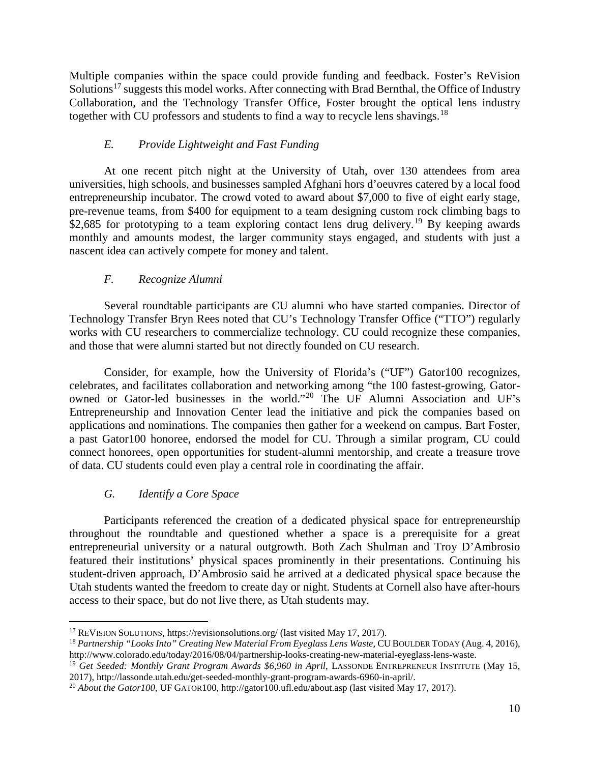Multiple companies within the space could provide funding and feedback. Foster's ReVision Solutions[17] suggests this model works. After connecting with Brad Bernthal, the Office of Industry Collaboration, and the Technology Transfer Office, Foster brought the optical lens industry together with CU professors and students to find a way to recycle lens shavings.[18]

### *E. Provide Lightweight and Fast Funding*

At one recent pitch night at the University of Utah, over 130 attendees from area universities, high schools, and businesses sampled Afghani hors d'oeuvres catered by a local food entrepreneurship incubator. The crowd voted to award about $7,000 to five of eight early stage, pre-revenue teams, from $400 for equipment to a team designing custom rock climbing bags to $2,685 for prototyping to a team exploring contact lens drug delivery.[19] By keeping awards monthly and amounts modest, the larger community stays engaged, and students with just a nascent idea can actively compete for money and talent.

### *F. Recognize Alumni*

Several roundtable participants are CU alumni who have started companies. Director of Technology Transfer Bryn Rees noted that CU's Technology Transfer Office ("TTO") regularly works with CU researchers to commercialize technology. CU could recognize these companies, and those that were alumni started but not directly founded on CU research.

Consider, for example, how the University of Florida's ("UF") Gator100 recognizes, celebrates, and facilitates collaboration and networking among "the 100 fastest-growing, Gator-owned or Gator-led businesses in the world."[20] The UF Alumni Association and UF's Entrepreneurship and Innovation Center lead the initiative and pick the companies based on applications and nominations. The companies then gather for a weekend on campus. Bart Foster, a past Gator100 honoree, endorsed the model for CU. Through a similar program, CU could connect honorees, open opportunities for student-alumni mentorship, and create a treasure trove of data. CU students could even play a central role in coordinating the affair.

### *G. Identify a Core Space*

Participants referenced the creation of a dedicated physical space for entrepreneurship throughout the roundtable and questioned whether a space is a prerequisite for a great entrepreneurial university or a natural outgrowth. Both Zach Shulman and Troy D'Ambrosio featured their institutions' physical spaces prominently in their presentations. Continuing his student-driven approach, D'Ambrosio said he arrived at a dedicated physical space because the Utah students wanted the freedom to create day or night. Students at Cornell also have after-hours access to their space, but do not live there, as Utah students may.

---

[17] REVISION SOLUTIONS, https://revisionsolutions.org/ (last visited May 17, 2017).

[18] *Partnership "Looks Into" Creating New Material From Eyeglass Lens Waste*, CU BOULDER TODAY (Aug. 4, 2016), http://www.colorado.edu/today/2016/08/04/partnership-looks-creating-new-material-eyeglass-lens-waste.

[19] *Get Seeded: Monthly Grant Program Awards $6,960 in April*, LASSONDE ENTREPRENEUR INSTITUTE (May 15, 2017), http://lassonde.utah.edu/get-seeded-monthly-grant-program-awards-6960-in-april/.

[20] *About the Gator100*, UF GATOR100, http://gator100.ufl.edu/about.asp (last visited May 17, 2017).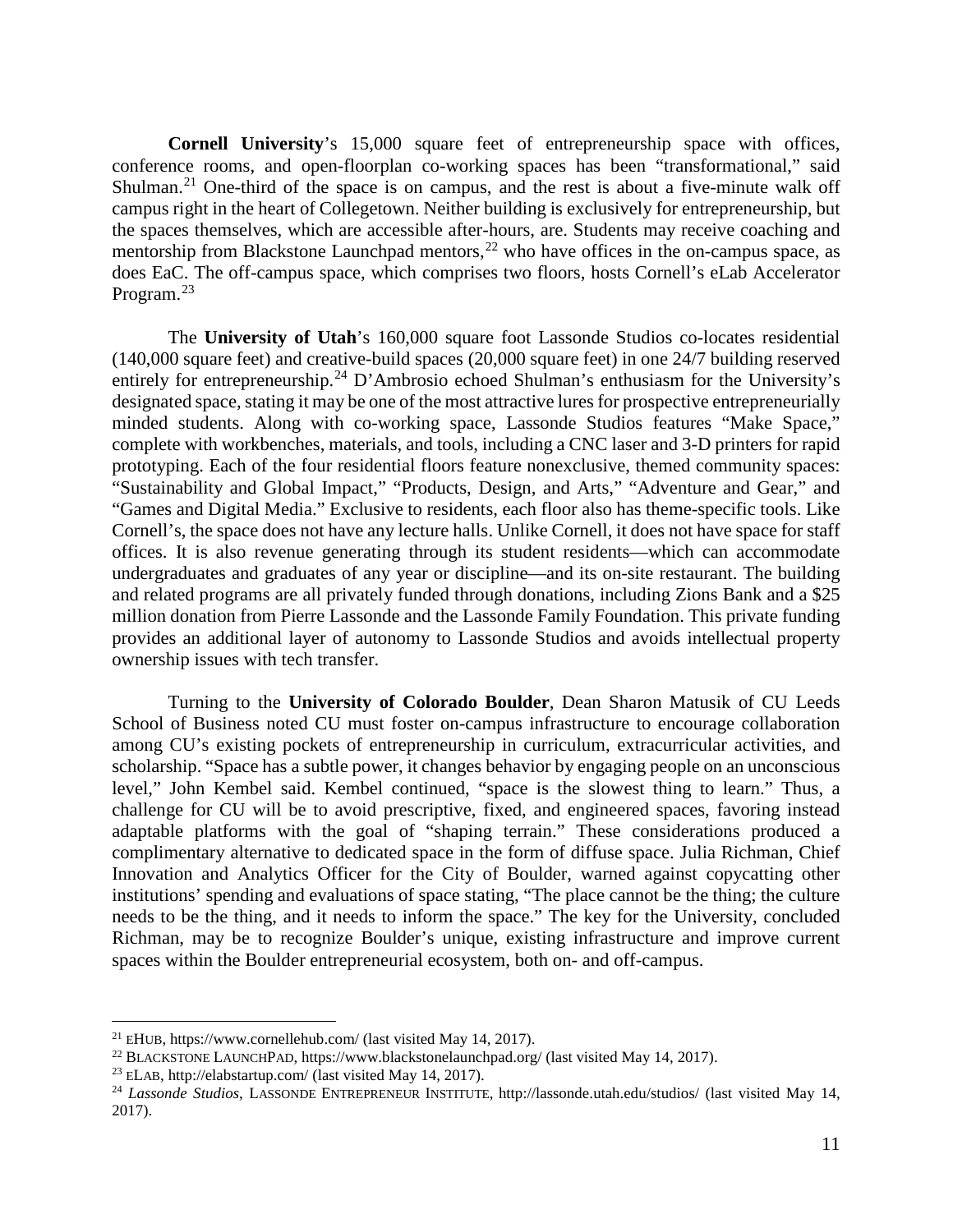**Cornell University**'s 15,000 square feet of entrepreneurship space with offices, conference rooms, and open-floorplan co-working spaces has been "transformational," said Shulman.[21] One-third of the space is on campus, and the rest is about a five-minute walk off campus right in the heart of Collegetown. Neither building is exclusively for entrepreneurship, but the spaces themselves, which are accessible after-hours, are. Students may receive coaching and mentorship from Blackstone Launchpad mentors,[22] who have offices in the on-campus space, as does EaC. The off-campus space, which comprises two floors, hosts Cornell's eLab Accelerator Program.[23]

The **University of Utah**'s 160,000 square foot Lassonde Studios co-locates residential (140,000 square feet) and creative-build spaces (20,000 square feet) in one 24/7 building reserved entirely for entrepreneurship.[24] D'Ambrosio echoed Shulman's enthusiasm for the University's designated space, stating it may be one of the most attractive lures for prospective entrepreneurially minded students. Along with co-working space, Lassonde Studios features "Make Space," complete with workbenches, materials, and tools, including a CNC laser and 3-D printers for rapid prototyping. Each of the four residential floors feature nonexclusive, themed community spaces: "Sustainability and Global Impact," "Products, Design, and Arts," "Adventure and Gear," and "Games and Digital Media." Exclusive to residents, each floor also has theme-specific tools. Like Cornell's, the space does not have any lecture halls. Unlike Cornell, it does not have space for staff offices. It is also revenue generating through its student residents—which can accommodate undergraduates and graduates of any year or discipline—and its on-site restaurant. The building and related programs are all privately funded through donations, including Zions Bank and a $25 million donation from Pierre Lassonde and the Lassonde Family Foundation. This private funding provides an additional layer of autonomy to Lassonde Studios and avoids intellectual property ownership issues with tech transfer.

Turning to the **University of Colorado Boulder**, Dean Sharon Matusik of CU Leeds School of Business noted CU must foster on-campus infrastructure to encourage collaboration among CU's existing pockets of entrepreneurship in curriculum, extracurricular activities, and scholarship. "Space has a subtle power, it changes behavior by engaging people on an unconscious level," John Kembel said. Kembel continued, "space is the slowest thing to learn." Thus, a challenge for CU will be to avoid prescriptive, fixed, and engineered spaces, favoring instead adaptable platforms with the goal of "shaping terrain." These considerations produced a complimentary alternative to dedicated space in the form of diffuse space. Julia Richman, Chief Innovation and Analytics Officer for the City of Boulder, warned against copycatting other institutions' spending and evaluations of space stating, "The place cannot be the thing; the culture needs to be the thing, and it needs to inform the space." The key for the University, concluded Richman, may be to recognize Boulder's unique, existing infrastructure and improve current spaces within the Boulder entrepreneurial ecosystem, both on- and off-campus.

---

[21] EHUB, https://www.cornellehub.com/ (last visited May 14, 2017).

[22] BLACKSTONE LAUNCHPAD, https://www.blackstonelaunchpad.org/ (last visited May 14, 2017).

[23] ELAB, http://elabstartup.com/ (last visited May 14, 2017).

[24] *Lassonde Studios*, LASSONDE ENTREPRENEUR INSTITUTE, http://lassonde.utah.edu/studios/ (last visited May 14, 2017).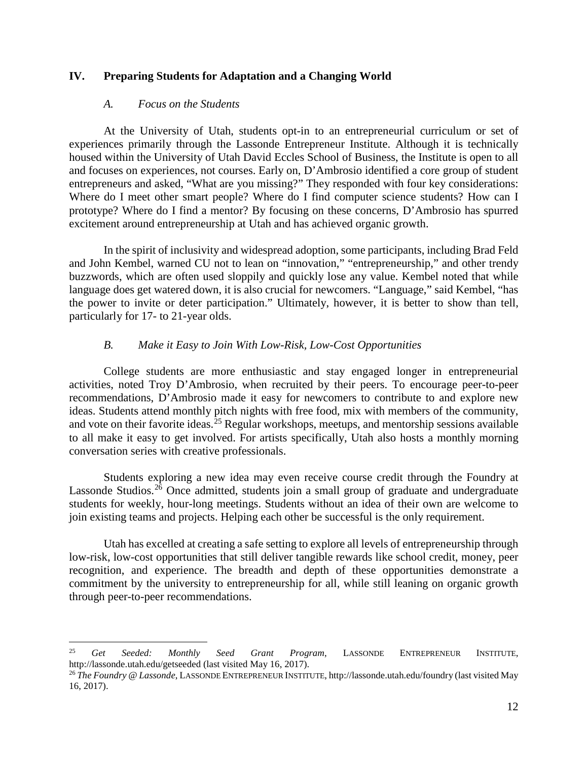## IV. Preparing Students for Adaptation and a Changing World

### *A. Focus on the Students*

At the University of Utah, students opt-in to an entrepreneurial curriculum or set of experiences primarily through the Lassonde Entrepreneur Institute. Although it is technically housed within the University of Utah David Eccles School of Business, the Institute is open to all and focuses on experiences, not courses. Early on, D'Ambrosio identified a core group of student entrepreneurs and asked, "What are you missing?" They responded with four key considerations: Where do I meet other smart people? Where do I find computer science students? How can I prototype? Where do I find a mentor? By focusing on these concerns, D'Ambrosio has spurred excitement around entrepreneurship at Utah and has achieved organic growth.

In the spirit of inclusivity and widespread adoption, some participants, including Brad Feld and John Kembel, warned CU not to lean on "innovation," "entrepreneurship," and other trendy buzzwords, which are often used sloppily and quickly lose any value. Kembel noted that while language does get watered down, it is also crucial for newcomers. "Language," said Kembel, "has the power to invite or deter participation." Ultimately, however, it is better to show than tell, particularly for 17- to 21-year olds.

### *B. Make it Easy to Join With Low-Risk, Low-Cost Opportunities*

College students are more enthusiastic and stay engaged longer in entrepreneurial activities, noted Troy D'Ambrosio, when recruited by their peers. To encourage peer-to-peer recommendations, D'Ambrosio made it easy for newcomers to contribute to and explore new ideas. Students attend monthly pitch nights with free food, mix with members of the community, and vote on their favorite ideas.[25] Regular workshops, meetups, and mentorship sessions available to all make it easy to get involved. For artists specifically, Utah also hosts a monthly morning conversation series with creative professionals.

Students exploring a new idea may even receive course credit through the Foundry at Lassonde Studios.[26] Once admitted, students join a small group of graduate and undergraduate students for weekly, hour-long meetings. Students without an idea of their own are welcome to join existing teams and projects. Helping each other be successful is the only requirement.

Utah has excelled at creating a safe setting to explore all levels of entrepreneurship through low-risk, low-cost opportunities that still deliver tangible rewards like school credit, money, peer recognition, and experience. The breadth and depth of these opportunities demonstrate a commitment by the university to entrepreneurship for all, while still leaning on organic growth through peer-to-peer recommendations.

---

[25] *Get Seeded: Monthly Seed Grant Program*, LASSONDE ENTREPRENEUR INSTITUTE, http://lassonde.utah.edu/getseeded (last visited May 16, 2017).

[26] *The Foundry @ Lassonde*, LASSONDE ENTREPRENEUR INSTITUTE, http://lassonde.utah.edu/foundry (last visited May 16, 2017).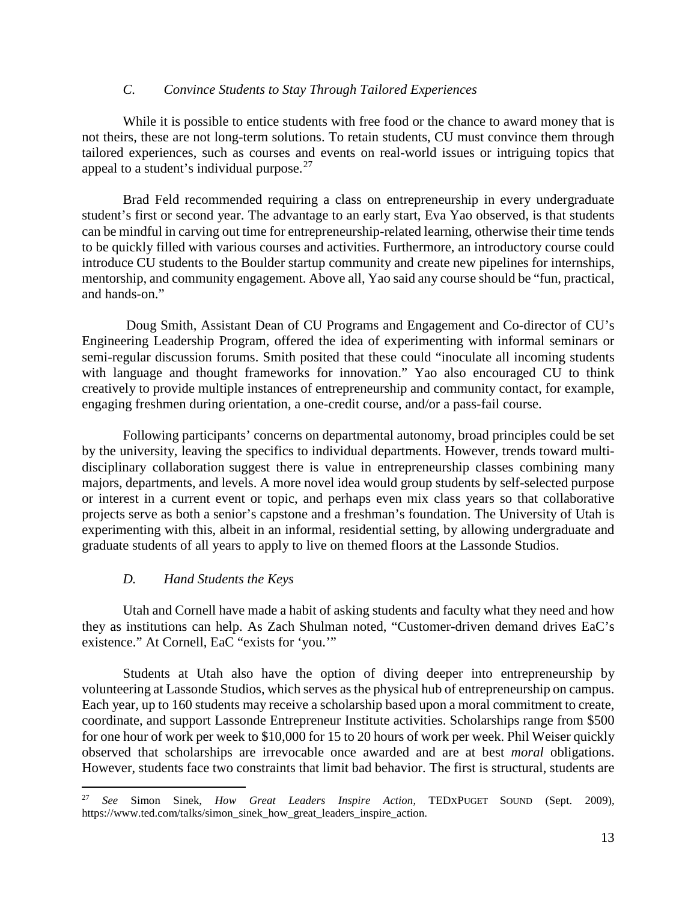### *C. Convince Students to Stay Through Tailored Experiences*

While it is possible to entice students with free food or the chance to award money that is not theirs, these are not long-term solutions. To retain students, CU must convince them through tailored experiences, such as courses and events on real-world issues or intriguing topics that appeal to a student's individual purpose.[27]

Brad Feld recommended requiring a class on entrepreneurship in every undergraduate student's first or second year. The advantage to an early start, Eva Yao observed, is that students can be mindful in carving out time for entrepreneurship-related learning, otherwise their time tends to be quickly filled with various courses and activities. Furthermore, an introductory course could introduce CU students to the Boulder startup community and create new pipelines for internships, mentorship, and community engagement. Above all, Yao said any course should be "fun, practical, and hands-on."

Doug Smith, Assistant Dean of CU Programs and Engagement and Co-director of CU's Engineering Leadership Program, offered the idea of experimenting with informal seminars or semi-regular discussion forums. Smith posited that these could "inoculate all incoming students with language and thought frameworks for innovation." Yao also encouraged CU to think creatively to provide multiple instances of entrepreneurship and community contact, for example, engaging freshmen during orientation, a one-credit course, and/or a pass-fail course.

Following participants' concerns on departmental autonomy, broad principles could be set by the university, leaving the specifics to individual departments. However, trends toward multi-disciplinary collaboration suggest there is value in entrepreneurship classes combining many majors, departments, and levels. A more novel idea would group students by self-selected purpose or interest in a current event or topic, and perhaps even mix class years so that collaborative projects serve as both a senior's capstone and a freshman's foundation. The University of Utah is experimenting with this, albeit in an informal, residential setting, by allowing undergraduate and graduate students of all years to apply to live on themed floors at the Lassonde Studios.

### *D. Hand Students the Keys*

Utah and Cornell have made a habit of asking students and faculty what they need and how they as institutions can help. As Zach Shulman noted, "Customer-driven demand drives EaC's existence." At Cornell, EaC "exists for 'you.'"

Students at Utah also have the option of diving deeper into entrepreneurship by volunteering at Lassonde Studios, which serves as the physical hub of entrepreneurship on campus. Each year, up to 160 students may receive a scholarship based upon a moral commitment to create, coordinate, and support Lassonde Entrepreneur Institute activities. Scholarships range from $500 for one hour of work per week to $10,000 for 15 to 20 hours of work per week. Phil Weiser quickly observed that scholarships are irrevocable once awarded and are at best *moral* obligations. However, students face two constraints that limit bad behavior. The first is structural, students are

---

[27] *See* Simon Sinek, *How Great Leaders Inspire Action*, TEDxPUGET SOUND (Sept. 2009), https://www.ted.com/talks/simon_sinek_how_great_leaders_inspire_action.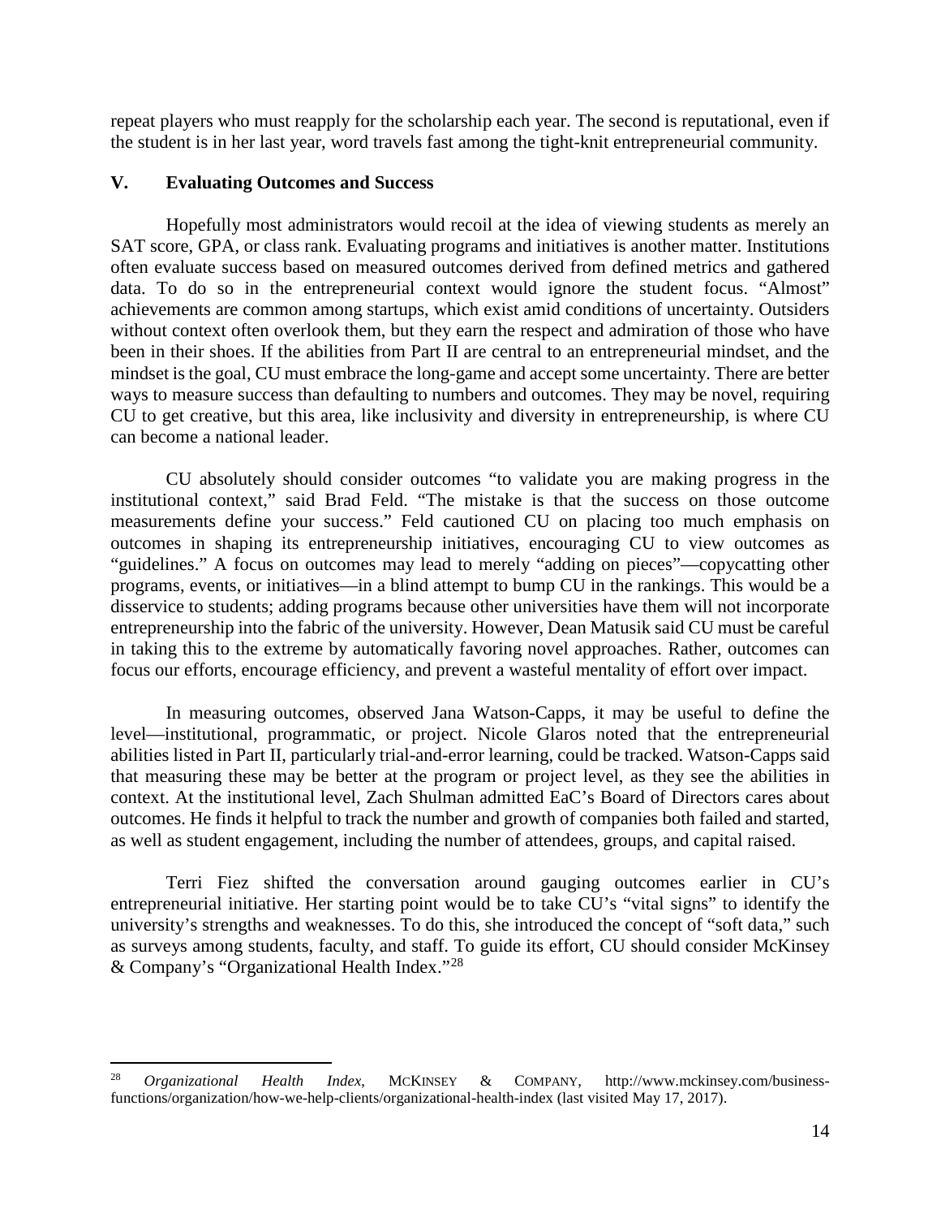repeat players who must reapply for the scholarship each year. The second is reputational, even if the student is in her last year, word travels fast among the tight-knit entrepreneurial community.

## V. Evaluating Outcomes and Success

Hopefully most administrators would recoil at the idea of viewing students as merely an SAT score, GPA, or class rank. Evaluating programs and initiatives is another matter. Institutions often evaluate success based on measured outcomes derived from defined metrics and gathered data. To do so in the entrepreneurial context would ignore the student focus. "Almost" achievements are common among startups, which exist amid conditions of uncertainty. Outsiders without context often overlook them, but they earn the respect and admiration of those who have been in their shoes. If the abilities from Part II are central to an entrepreneurial mindset, and the mindset is the goal, CU must embrace the long-game and accept some uncertainty. There are better ways to measure success than defaulting to numbers and outcomes. They may be novel, requiring CU to get creative, but this area, like inclusivity and diversity in entrepreneurship, is where CU can become a national leader.

CU absolutely should consider outcomes "to validate you are making progress in the institutional context," said Brad Feld. "The mistake is that the success on those outcome measurements define your success." Feld cautioned CU on placing too much emphasis on outcomes in shaping its entrepreneurship initiatives, encouraging CU to view outcomes as "guidelines." A focus on outcomes may lead to merely "adding on pieces"—copycatting other programs, events, or initiatives—in a blind attempt to bump CU in the rankings. This would be a disservice to students; adding programs because other universities have them will not incorporate entrepreneurship into the fabric of the university. However, Dean Matusik said CU must be careful in taking this to the extreme by automatically favoring novel approaches. Rather, outcomes can focus our efforts, encourage efficiency, and prevent a wasteful mentality of effort over impact.

In measuring outcomes, observed Jana Watson-Capps, it may be useful to define the level—institutional, programmatic, or project. Nicole Glaros noted that the entrepreneurial abilities listed in Part II, particularly trial-and-error learning, could be tracked. Watson-Capps said that measuring these may be better at the program or project level, as they see the abilities in context. At the institutional level, Zach Shulman admitted EaC's Board of Directors cares about outcomes. He finds it helpful to track the number and growth of companies both failed and started, as well as student engagement, including the number of attendees, groups, and capital raised.

Terri Fiez shifted the conversation around gauging outcomes earlier in CU's entrepreneurial initiative. Her starting point would be to take CU's "vital signs" to identify the university's strengths and weaknesses. To do this, she introduced the concept of "soft data," such as surveys among students, faculty, and staff. To guide its effort, CU should consider McKinsey & Company's "Organizational Health Index."[28]

---

[28] *Organizational Health Index*, MCKINSEY & COMPANY, http://www.mckinsey.com/business-functions/organization/how-we-help-clients/organizational-health-index (last visited May 17, 2017).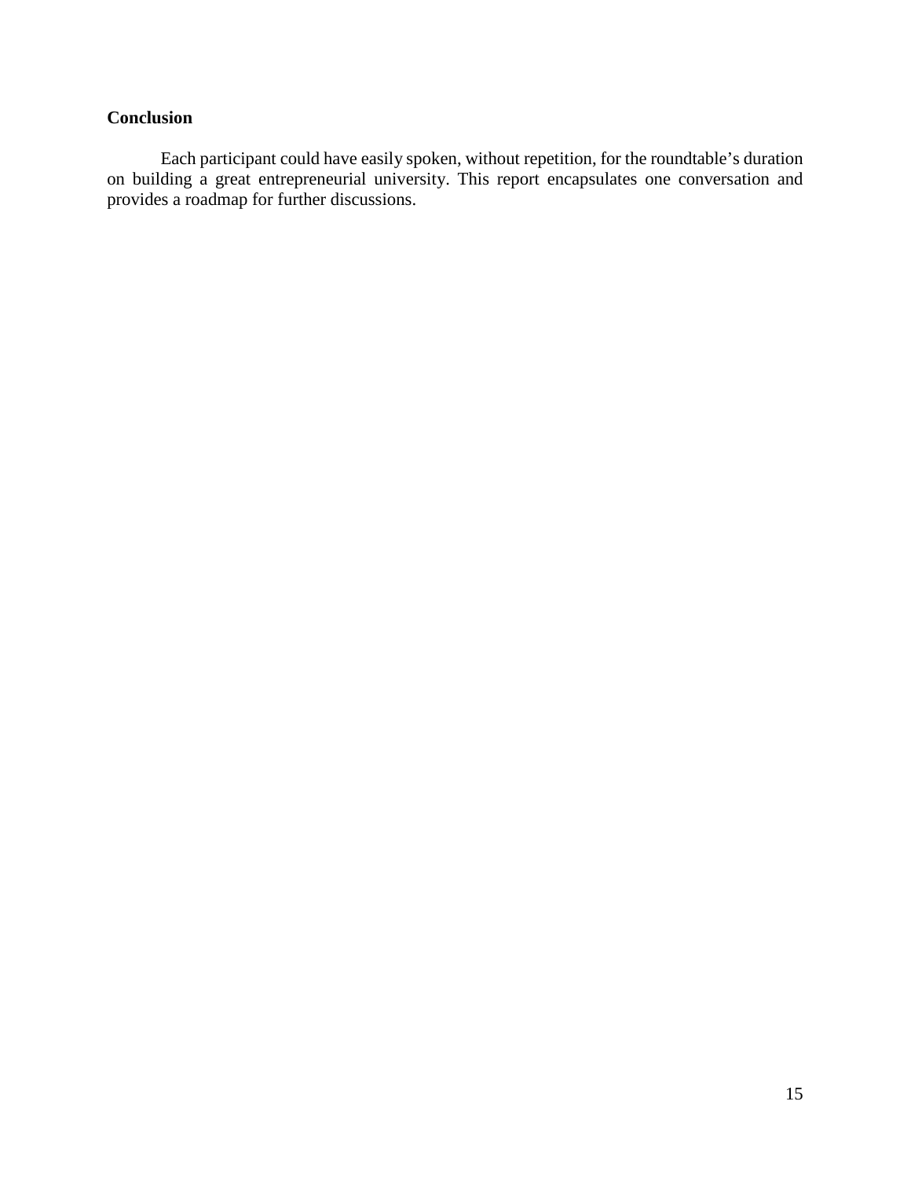## Conclusion

Each participant could have easily spoken, without repetition, for the roundtable's duration on building a great entrepreneurial university. This report encapsulates one conversation and provides a roadmap for further discussions.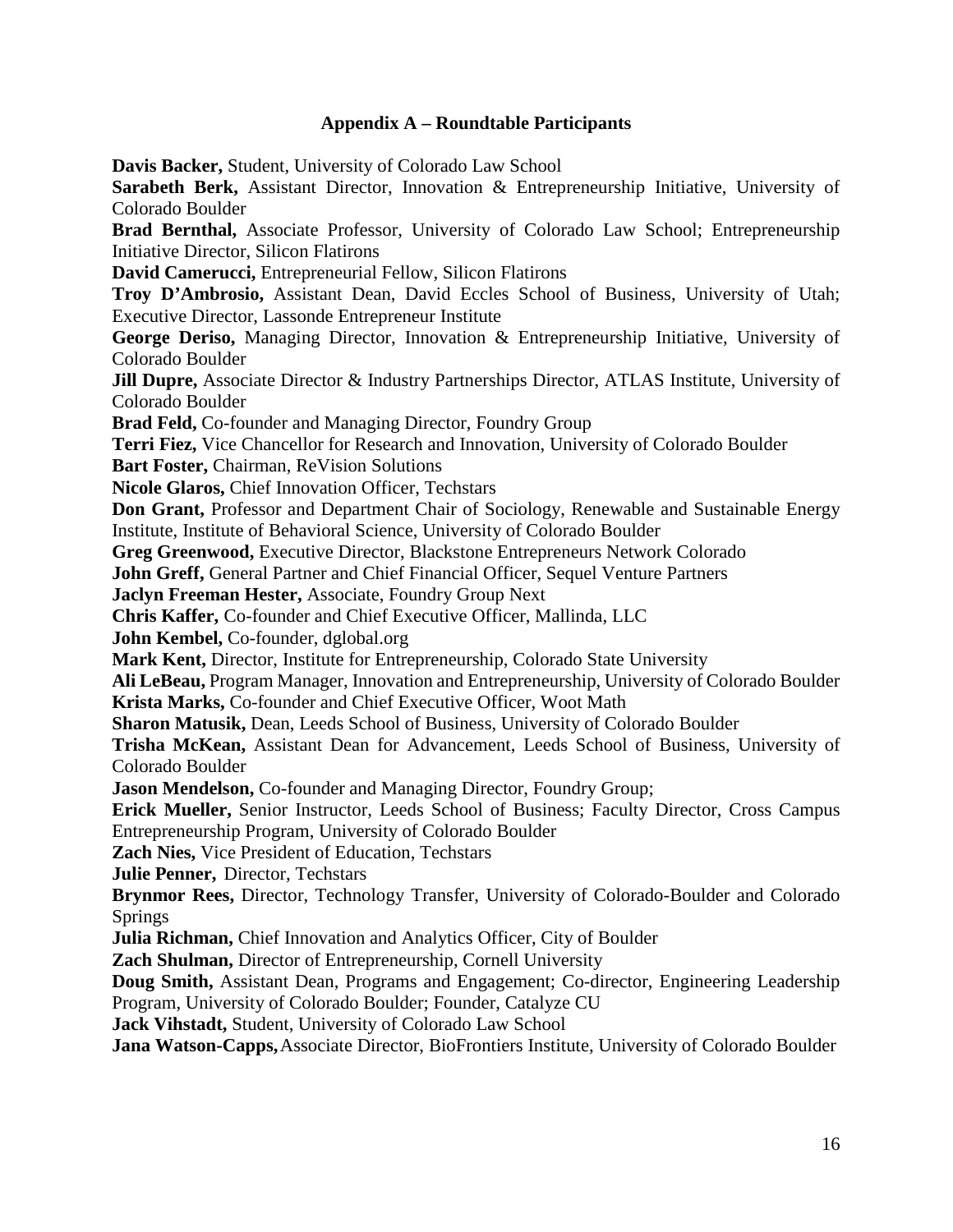## Appendix A – Roundtable Participants

**Davis Backer,** Student, University of Colorado Law School
**Sarabeth Berk,** Assistant Director, Innovation & Entrepreneurship Initiative, University of Colorado Boulder
**Brad Bernthal,** Associate Professor, University of Colorado Law School; Entrepreneurship Initiative Director, Silicon Flatirons
**David Camerucci,** Entrepreneurial Fellow, Silicon Flatirons
**Troy D'Ambrosio,** Assistant Dean, David Eccles School of Business, University of Utah; Executive Director, Lassonde Entrepreneur Institute
**George Deriso,** Managing Director, Innovation & Entrepreneurship Initiative, University of Colorado Boulder
**Jill Dupre,** Associate Director & Industry Partnerships Director, ATLAS Institute, University of Colorado Boulder
**Brad Feld,** Co-founder and Managing Director, Foundry Group
**Terri Fiez,** Vice Chancellor for Research and Innovation, University of Colorado Boulder
**Bart Foster,** Chairman, ReVision Solutions
**Nicole Glaros,** Chief Innovation Officer, Techstars
**Don Grant,** Professor and Department Chair of Sociology, Renewable and Sustainable Energy Institute, Institute of Behavioral Science, University of Colorado Boulder
**Greg Greenwood,** Executive Director, Blackstone Entrepreneurs Network Colorado
**John Greff,** General Partner and Chief Financial Officer, Sequel Venture Partners
**Jaclyn Freeman Hester,** Associate, Foundry Group Next
**Chris Kaffer,** Co-founder and Chief Executive Officer, Mallinda, LLC
**John Kembel,** Co-founder, dglobal.org
**Mark Kent,** Director, Institute for Entrepreneurship, Colorado State University
**Ali LeBeau,** Program Manager, Innovation and Entrepreneurship, University of Colorado Boulder
**Krista Marks,** Co-founder and Chief Executive Officer, Woot Math
**Sharon Matusik,** Dean, Leeds School of Business, University of Colorado Boulder
**Trisha McKean,** Assistant Dean for Advancement, Leeds School of Business, University of Colorado Boulder
**Jason Mendelson,** Co-founder and Managing Director, Foundry Group;
**Erick Mueller,** Senior Instructor, Leeds School of Business; Faculty Director, Cross Campus Entrepreneurship Program, University of Colorado Boulder
**Zach Nies,** Vice President of Education, Techstars
**Julie Penner,** Director, Techstars
**Brynmor Rees,** Director, Technology Transfer, University of Colorado-Boulder and Colorado Springs
**Julia Richman,** Chief Innovation and Analytics Officer, City of Boulder
**Zach Shulman,** Director of Entrepreneurship, Cornell University
**Doug Smith,** Assistant Dean, Programs and Engagement; Co-director, Engineering Leadership Program, University of Colorado Boulder; Founder, Catalyze CU
**Jack Vihstadt,** Student, University of Colorado Law School
**Jana Watson-Capps,** Associate Director, BioFrontiers Institute, University of Colorado Boulder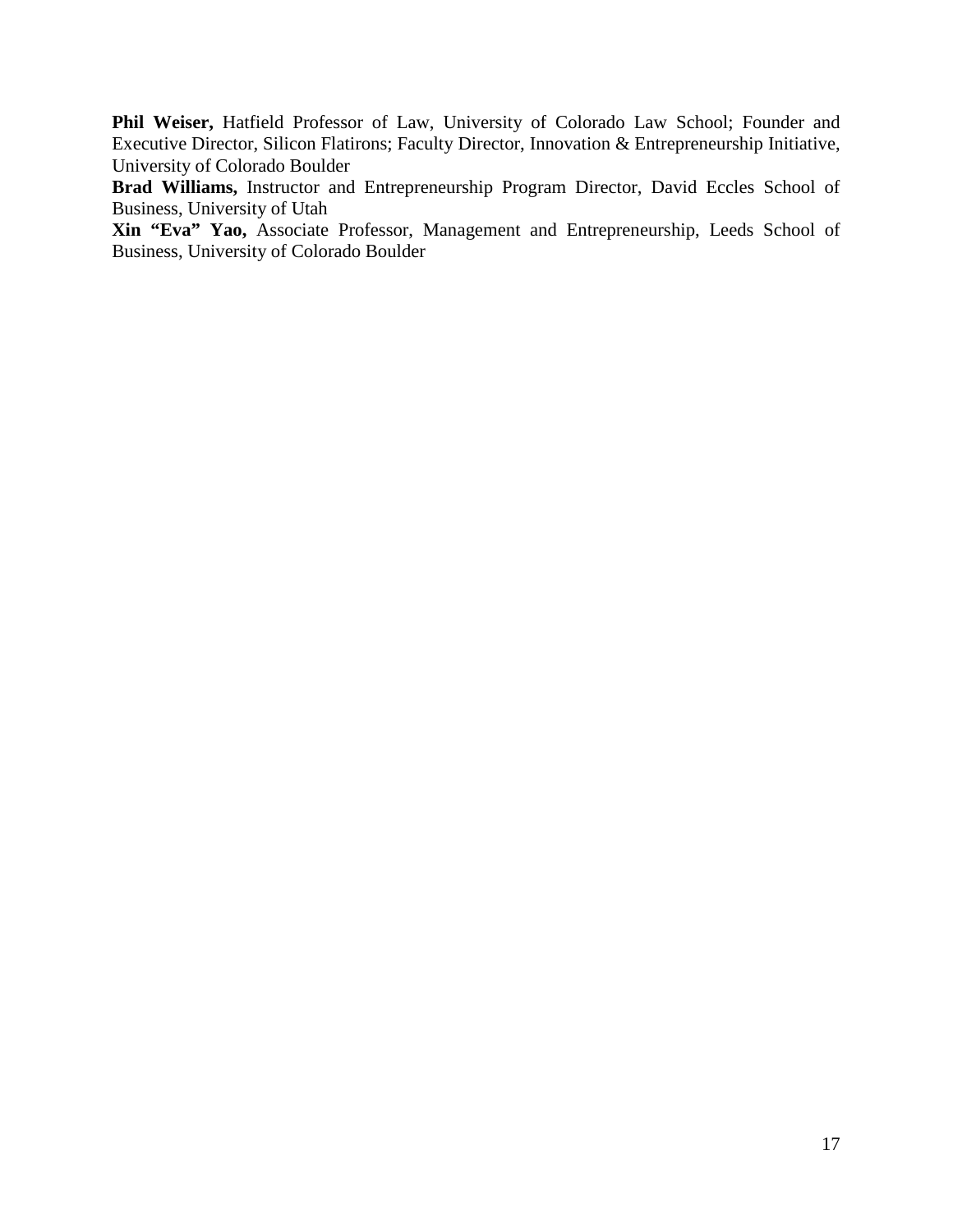**Phil Weiser,** Hatfield Professor of Law, University of Colorado Law School; Founder and Executive Director, Silicon Flatirons; Faculty Director, Innovation & Entrepreneurship Initiative, University of Colorado Boulder

**Brad Williams,** Instructor and Entrepreneurship Program Director, David Eccles School of Business, University of Utah

**Xin "Eva" Yao,** Associate Professor, Management and Entrepreneurship, Leeds School of Business, University of Colorado Boulder